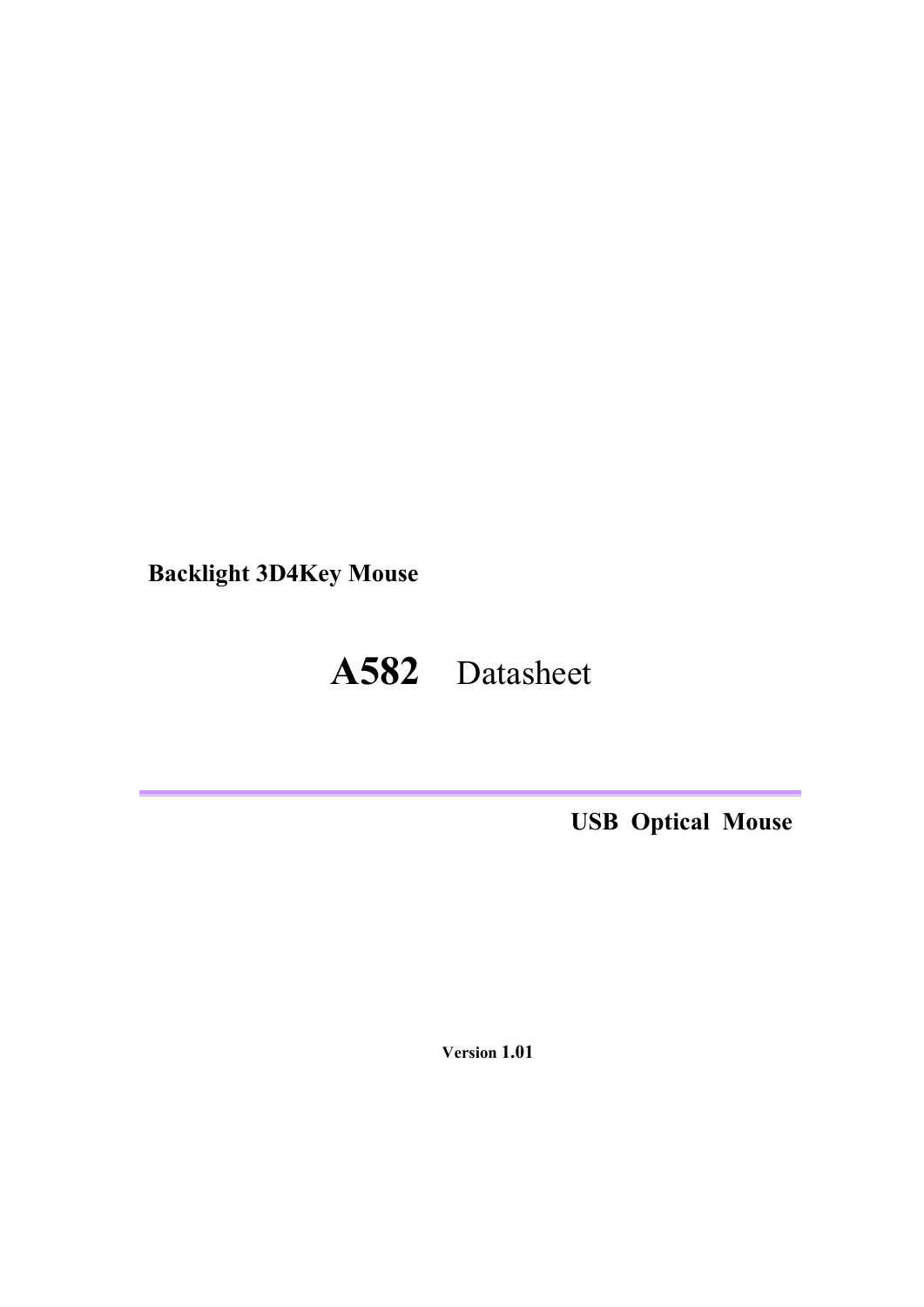**Backlight 3D4Key Mouse**

# A582 Datasheet

---

**USB Optical Mouse**

**Version 1.01**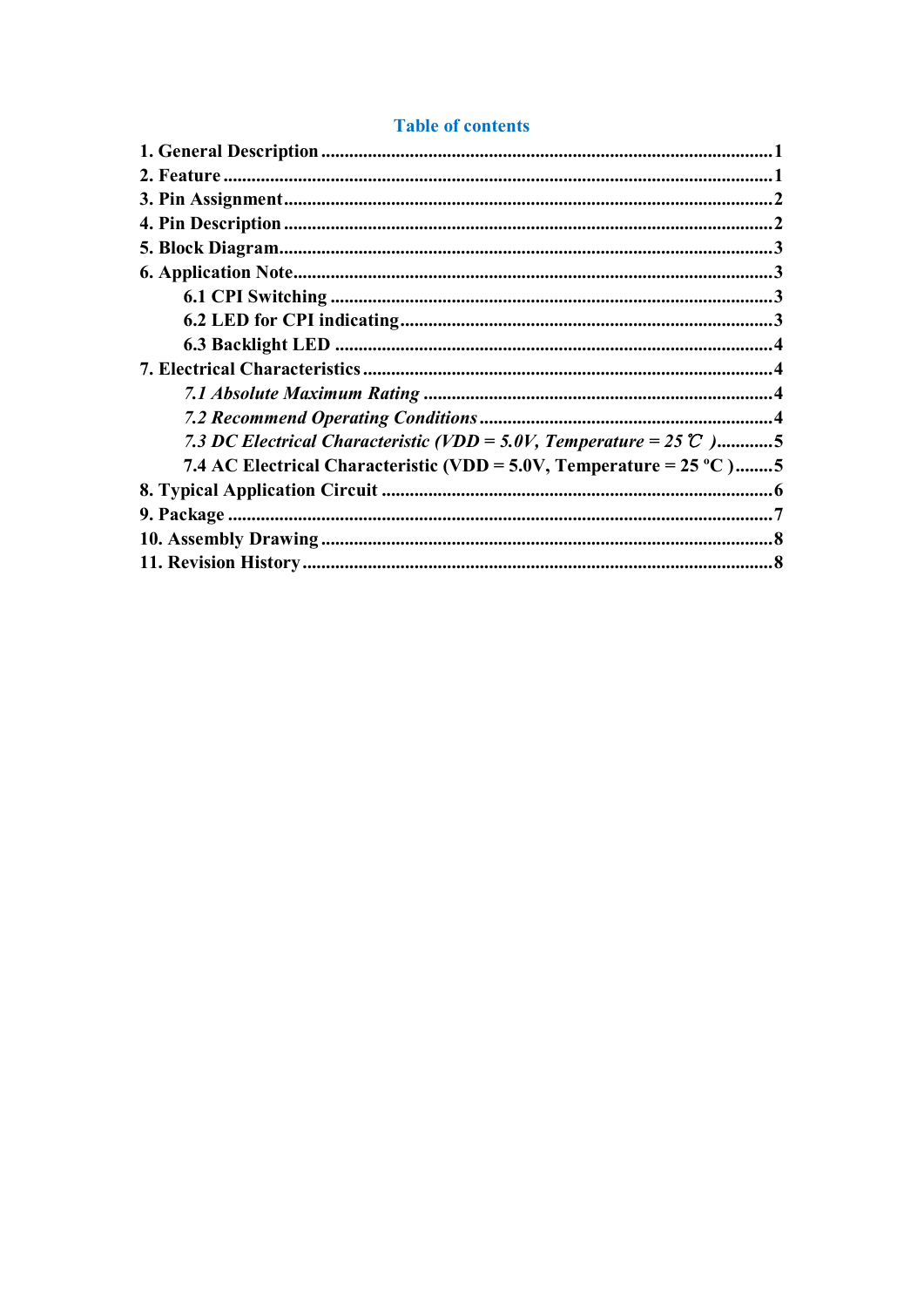## Table of contents

**1. General Description** ........................................................................................1
**2. Feature** ........................................................................................................1
**3. Pin Assignment** ..........................................................................................2
**4. Pin Description** ..........................................................................................2
**5. Block Diagram** ............................................................................................3
**6. Application Note** .........................................................................................3
  **6.1 CPI Switching** .......................................................................................3
  **6.2 LED for CPI indicating** .........................................................................3
  **6.3 Backlight LED** .......................................................................................4
**7. Electrical Characteristics** ............................................................................4
  ***7.1 Absolute Maximum Rating*** ..............................................................4
  ***7.2 Recommend Operating Conditions*** ...................................................4
  ***7.3 DC Electrical Characteristic (VDD = 5.0V, Temperature = 25 ℃ )*** ............5
  **7.4 AC Electrical Characteristic (VDD = 5.0V, Temperature = 25 ºC )** ........5
**8. Typical Application Circuit** ........................................................................6
**9. Package** .....................................................................................................7
**10. Assembly Drawing** ...................................................................................8
**11. Revision History** ......................................................................................8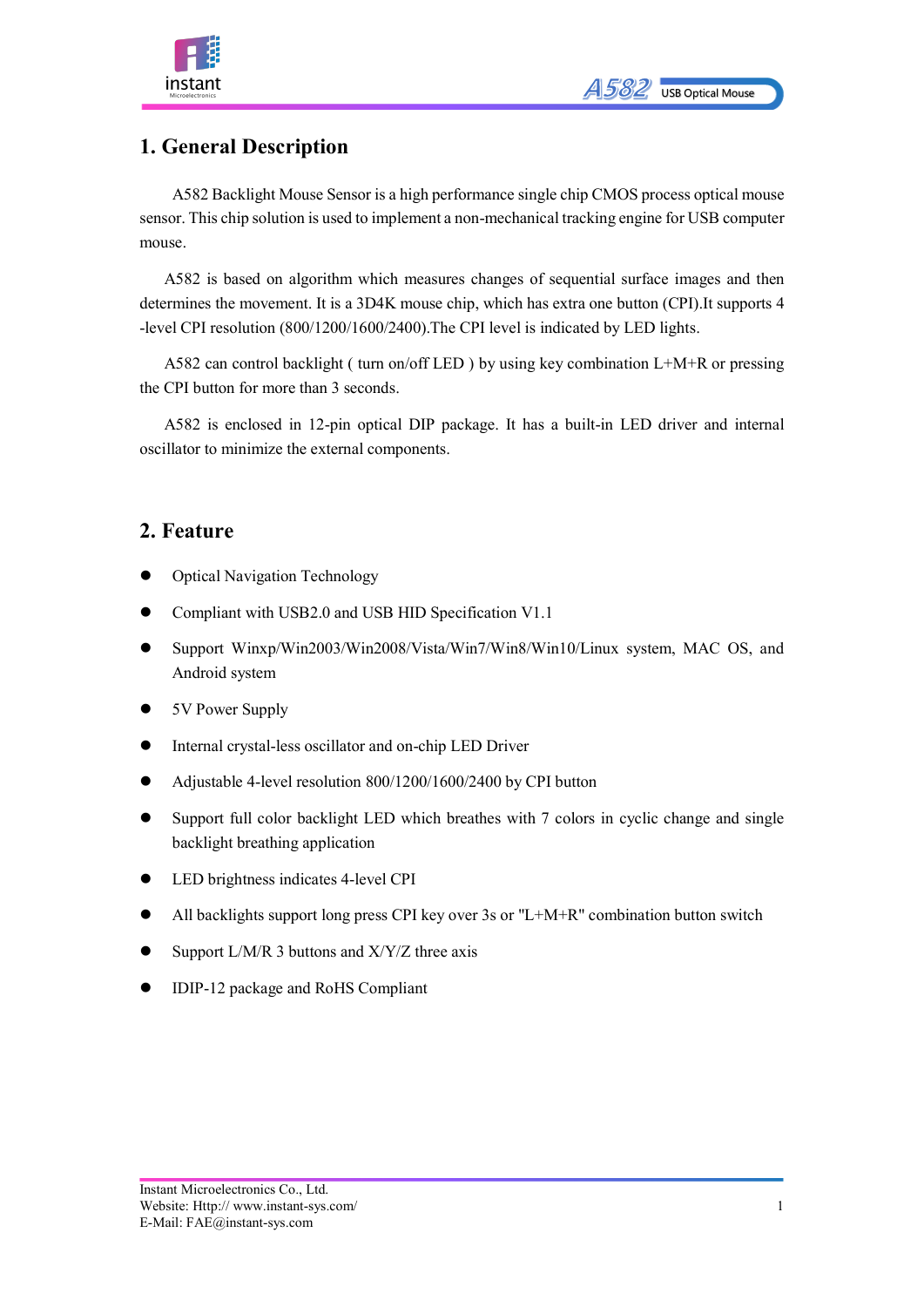## 1. General Description

A582 Backlight Mouse Sensor is a high performance single chip CMOS process optical mouse sensor. This chip solution is used to implement a non-mechanical tracking engine for USB computer mouse.

A582 is based on algorithm which measures changes of sequential surface images and then determines the movement. It is a 3D4K mouse chip, which has extra one button (CPI).It supports 4 -level CPI resolution (800/1200/1600/2400).The CPI level is indicated by LED lights.

A582 can control backlight ( turn on/off LED ) by using key combination L+M+R or pressing the CPI button for more than 3 seconds.

A582 is enclosed in 12-pin optical DIP package. It has a built-in LED driver and internal oscillator to minimize the external components.

## 2. Feature

- Optical Navigation Technology
- Compliant with USB2.0 and USB HID Specification V1.1
- Support Winxp/Win2003/Win2008/Vista/Win7/Win8/Win10/Linux system, MAC OS, and Android system
- 5V Power Supply
- Internal crystal-less oscillator and on-chip LED Driver
- Adjustable 4-level resolution 800/1200/1600/2400 by CPI button
- Support full color backlight LED which breathes with 7 colors in cyclic change and single backlight breathing application
- LED brightness indicates 4-level CPI
- All backlights support long press CPI key over 3s or "L+M+R" combination button switch
- Support L/M/R 3 buttons and X/Y/Z three axis
- IDIP-12 package and RoHS Compliant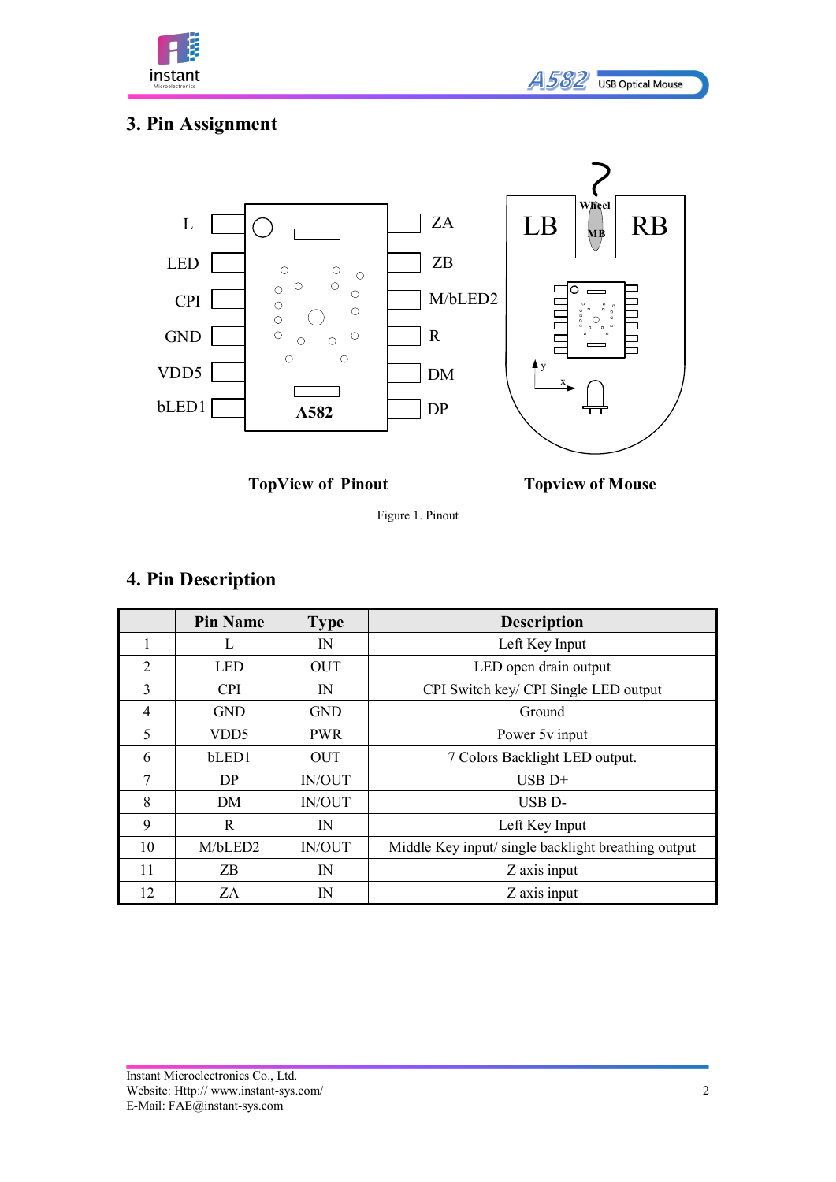## 3. Pin Assignment

TopView of Pinout

Topview of Mouse

Figure 1. Pinout

## 4. Pin Description

| | Pin Name | Type | Description |
|---|---|---|---|
| 1 | L | IN | Left Key Input |
| 2 | LED | OUT | LED open drain output |
| 3 | CPI | IN | CPI Switch key/ CPI Single LED output |
| 4 | GND | GND | Ground |
| 5 | VDD5 | PWR | Power 5v input |
| 6 | bLED1 | OUT | 7 Colors Backlight LED output. |
| 7 | DP | IN/OUT | USB D+ |
| 8 | DM | IN/OUT | USB D- |
| 9 | R | IN | Left Key Input |
| 10 | M/bLED2 | IN/OUT | Middle Key input/ single backlight breathing output |
| 11 | ZB | IN | Z axis input |
| 12 | ZA | IN | Z axis input |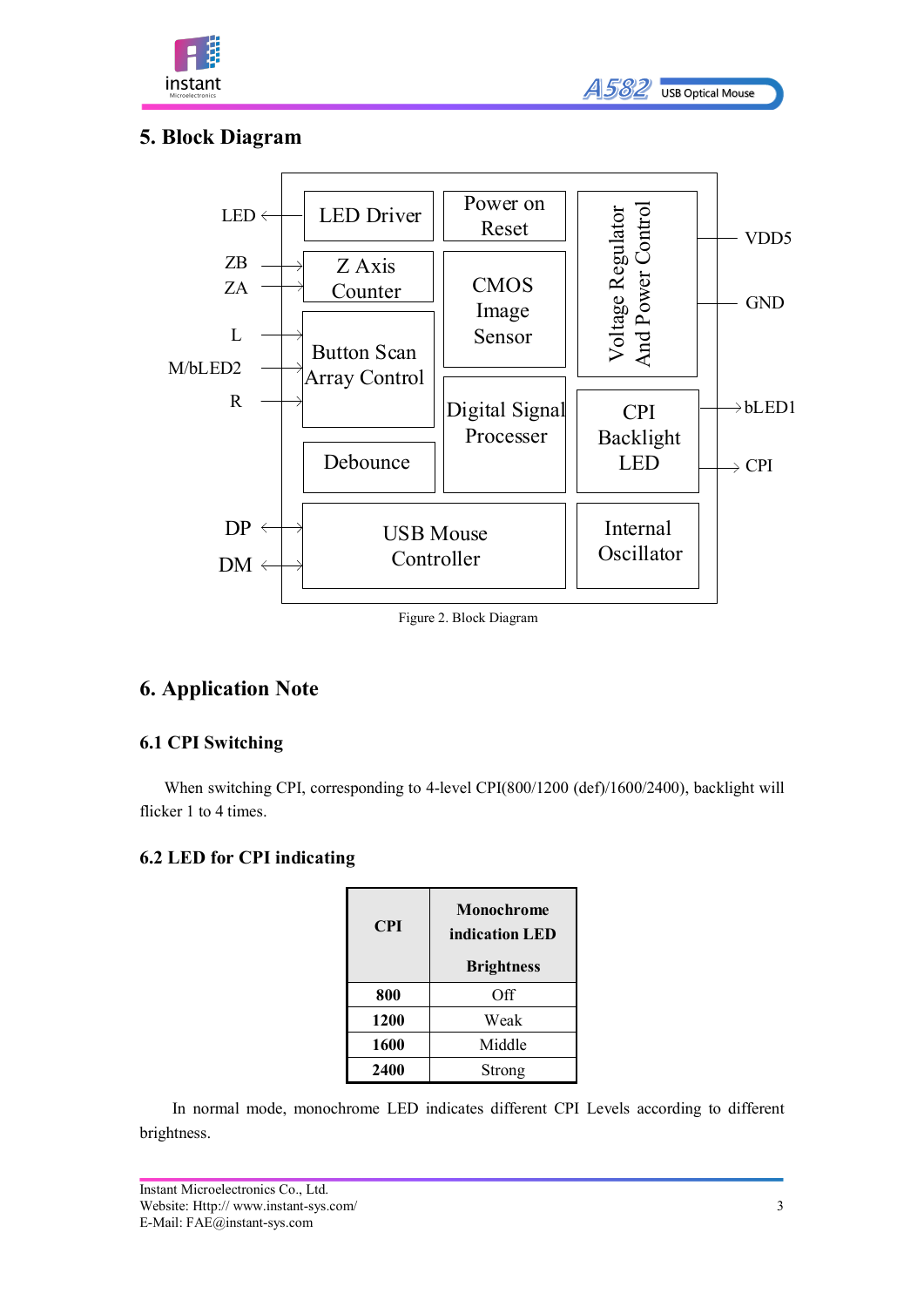## 5. Block Diagram

Figure 2. Block Diagram

## 6. Application Note

### 6.1 CPI Switching

When switching CPI, corresponding to 4-level CPI(800/1200 (def)/1600/2400), backlight will flicker 1 to 4 times.

### 6.2 LED for CPI indicating

| CPI | Monochrome indication LED Brightness |
|---|---|
| 800 | Off |
| 1200 | Weak |
| 1600 | Middle |
| 2400 | Strong |

In normal mode, monochrome LED indicates different CPI Levels according to different brightness.

Instant Microelectronics Co., Ltd.
Website: Http:// www.instant-sys.com/
E-Mail: FAE@instant-sys.com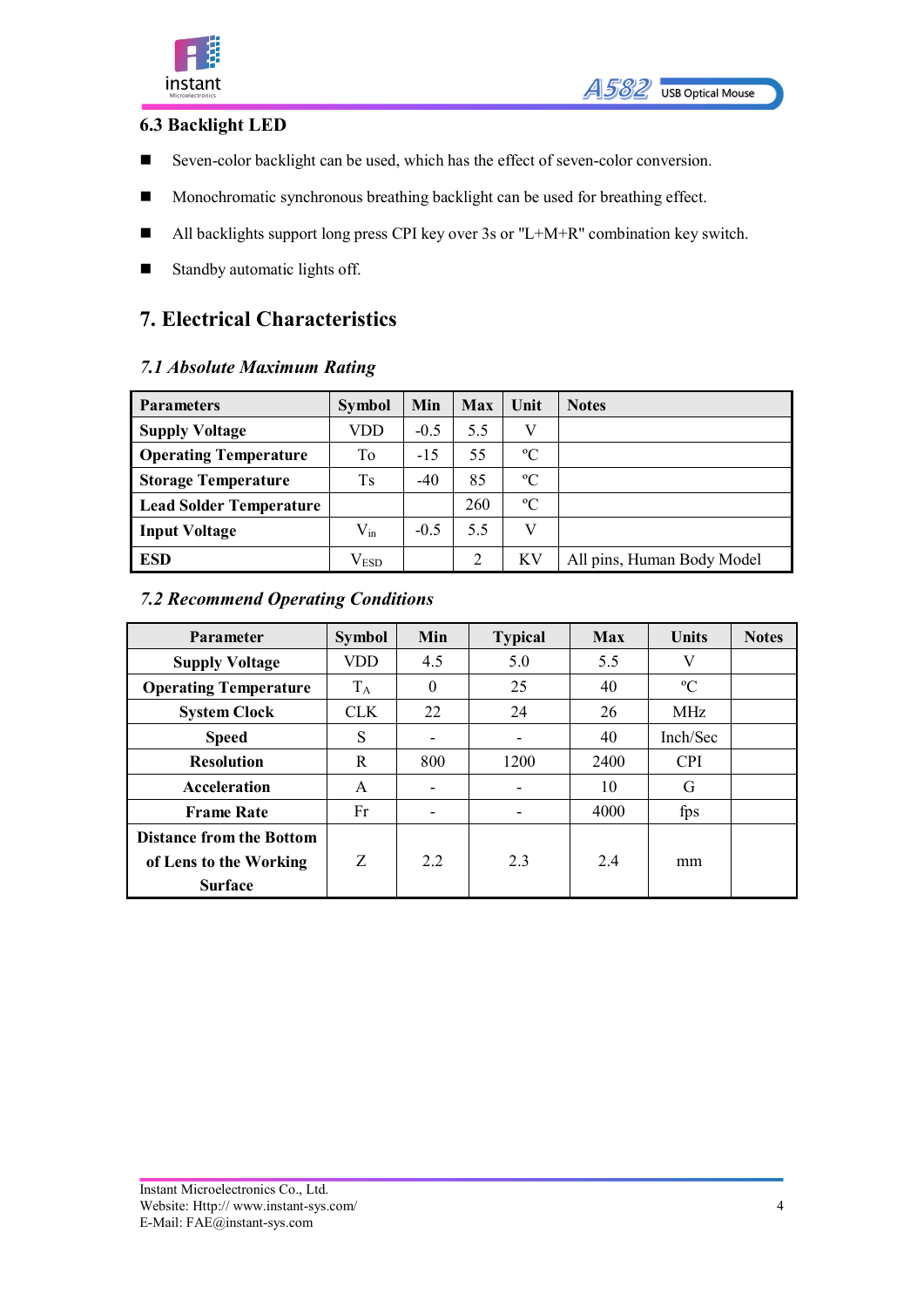## 6.3 Backlight LED

- Seven-color backlight can be used, which has the effect of seven-color conversion.
- Monochromatic synchronous breathing backlight can be used for breathing effect.
- All backlights support long press CPI key over 3s or "L+M+R" combination key switch.
- Standby automatic lights off.

# 7. Electrical Characteristics

### *7.1 Absolute Maximum Rating*

| Parameters | Symbol | Min | Max | Unit | Notes |
|---|---|---|---|---|---|
| **Supply Voltage** | VDD | -0.5 | 5.5 | V | |
| **Operating Temperature** | To | -15 | 55 | ºC | |
| **Storage Temperature** | Ts | -40 | 85 | ºC | |
| **Lead Solder Temperature** | | | 260 | ºC | |
| **Input Voltage** | $V_{in}$ | -0.5 | 5.5 | V | |
| **ESD** | $V_{ESD}$ | | 2 | KV | All pins, Human Body Model |

### *7.2 Recommend Operating Conditions*

| Parameter | Symbol | Min | Typical | Max | Units | Notes |
|---|---|---|---|---|---|---|
| **Supply Voltage** | VDD | 4.5 | 5.0 | 5.5 | V | |
| **Operating Temperature** | $T_A$ | 0 | 25 | 40 | ºC | |
| **System Clock** | CLK | 22 | 24 | 26 | MHz | |
| **Speed** | S | - | - | 40 | Inch/Sec | |
| **Resolution** | R | 800 | 1200 | 2400 | CPI | |
| **Acceleration** | A | - | - | 10 | G | |
| **Frame Rate** | Fr | - | - | 4000 | fps | |
| **Distance from the Bottom of Lens to the Working Surface** | Z | 2.2 | 2.3 | 2.4 | mm | |

Instant Microelectronics Co., Ltd.
Website: Http:// www.instant-sys.com/
E-Mail: FAE@instant-sys.com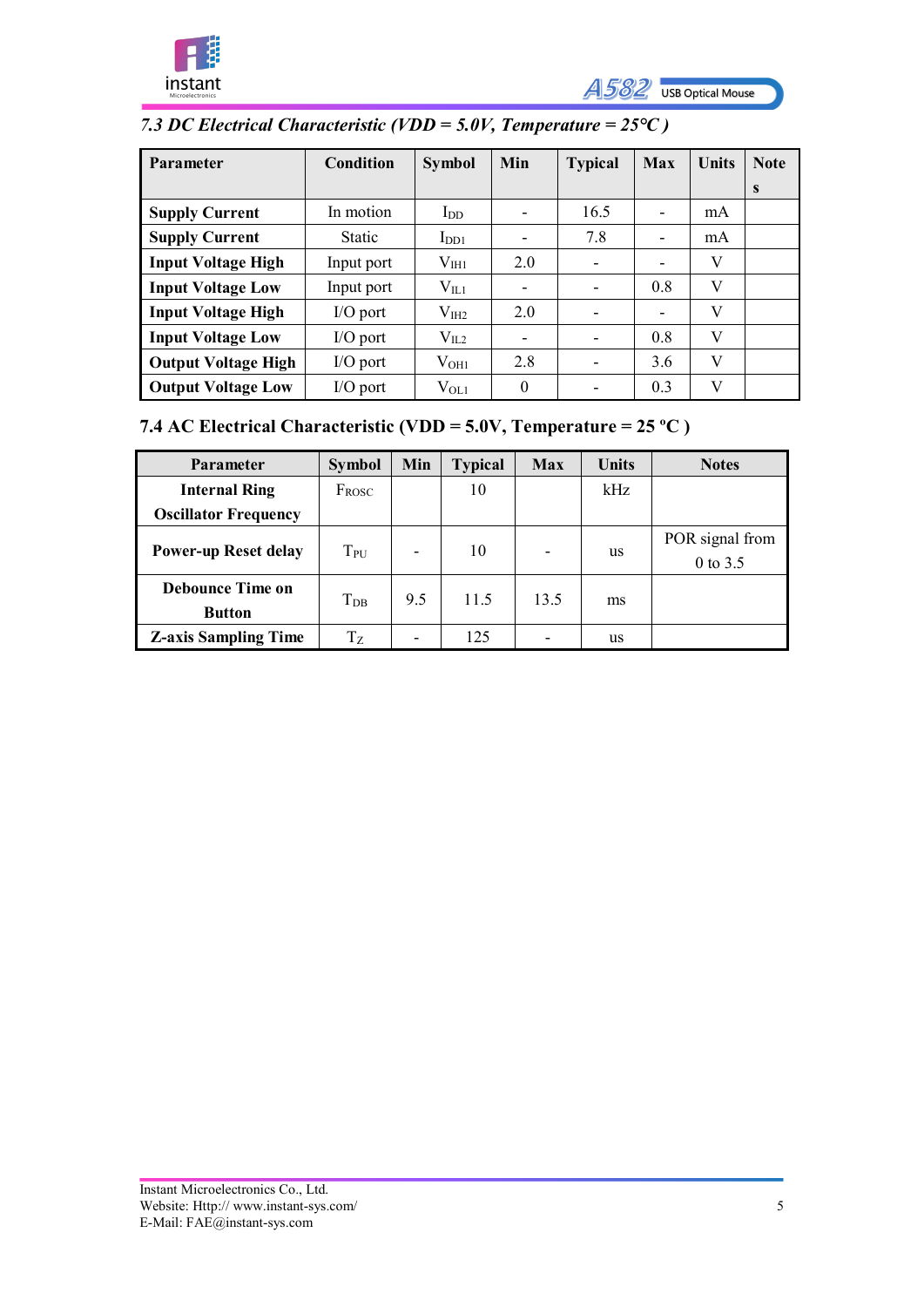### *7.3 DC Electrical Characteristic (VDD = 5.0V, Temperature = 25°C )*

| Parameter | Condition | Symbol | Min | Typical | Max | Units | Notes |
|---|---|---|---|---|---|---|---|
| **Supply Current** | In motion | $I_{DD}$ | - | 16.5 | - | mA | |
| **Supply Current** | Static | $I_{DD1}$ | - | 7.8 | - | mA | |
| **Input Voltage High** | Input port | $V_{IH1}$ | 2.0 | - | - | V | |
| **Input Voltage Low** | Input port | $V_{IL1}$ | - | - | 0.8 | V | |
| **Input Voltage High** | I/O port | $V_{IH2}$ | 2.0 | - | - | V | |
| **Input Voltage Low** | I/O port | $V_{IL2}$ | - | - | 0.8 | V | |
| **Output Voltage High** | I/O port | $V_{OH1}$ | 2.8 | - | 3.6 | V | |
| **Output Voltage Low** | I/O port | $V_{OL1}$ | 0 | - | 0.3 | V | |

### 7.4 AC Electrical Characteristic (VDD = 5.0V, Temperature = 25 ºC )

| Parameter | Symbol | Min | Typical | Max | Units | Notes |
|---|---|---|---|---|---|---|
| **Internal Ring Oscillator Frequency** | $F_{ROSC}$ | | 10 | | kHz | |
| **Power-up Reset delay** | $T_{PU}$ | - | 10 | - | us | POR signal from 0 to 3.5 |
| **Debounce Time on Button** | $T_{DB}$ | 9.5 | 11.5 | 13.5 | ms | |
| **Z-axis Sampling Time** | $T_Z$ | - | 125 | - | us | |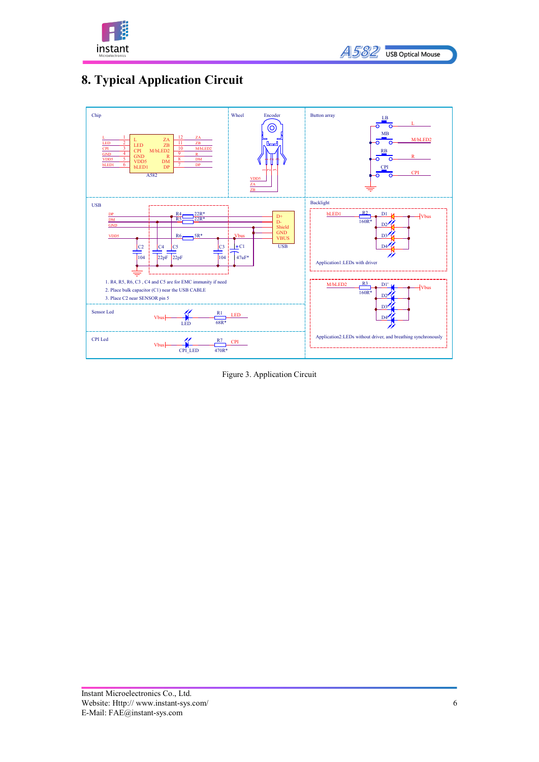# 8. Typical Application Circuit

1. R4, R5, R6, C3 , C4 and C5 are for EMC immunity if need
2. Place bulk capacitor (C1) near the USB CABLE
3. Place C2 near SENSOR pin 5

Application1:LEDs with driver

Application2:LEDs without driver, and breathing synchronously

Figure 3. Application Circuit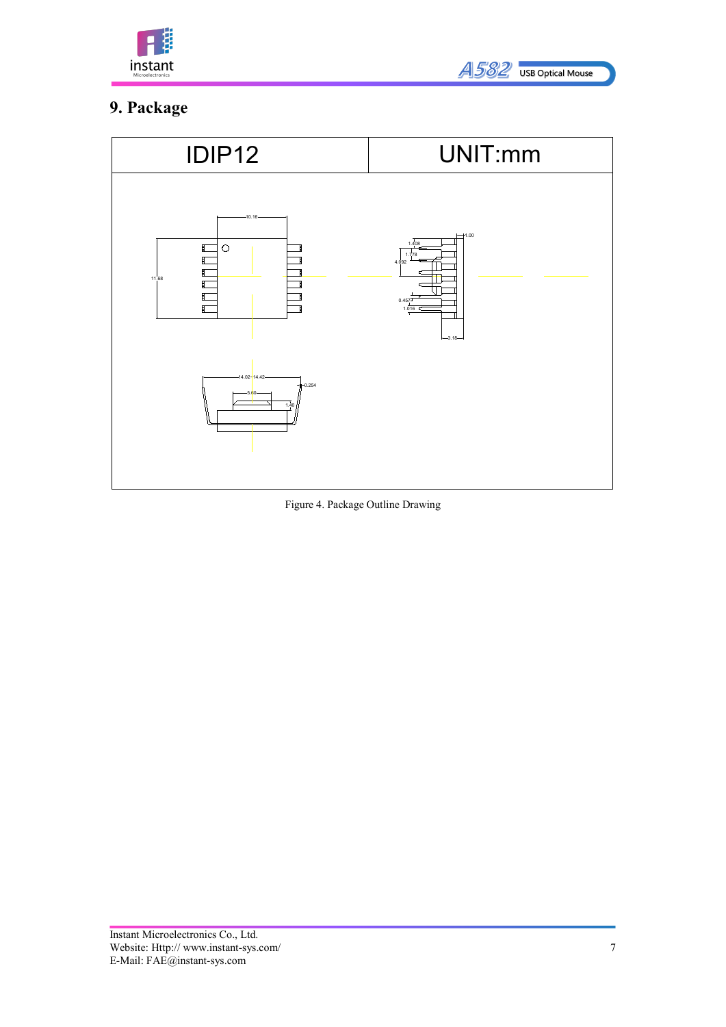## 9. Package

| IDIP12 | UNIT:mm |
|---|---|

Figure 4. Package Outline Drawing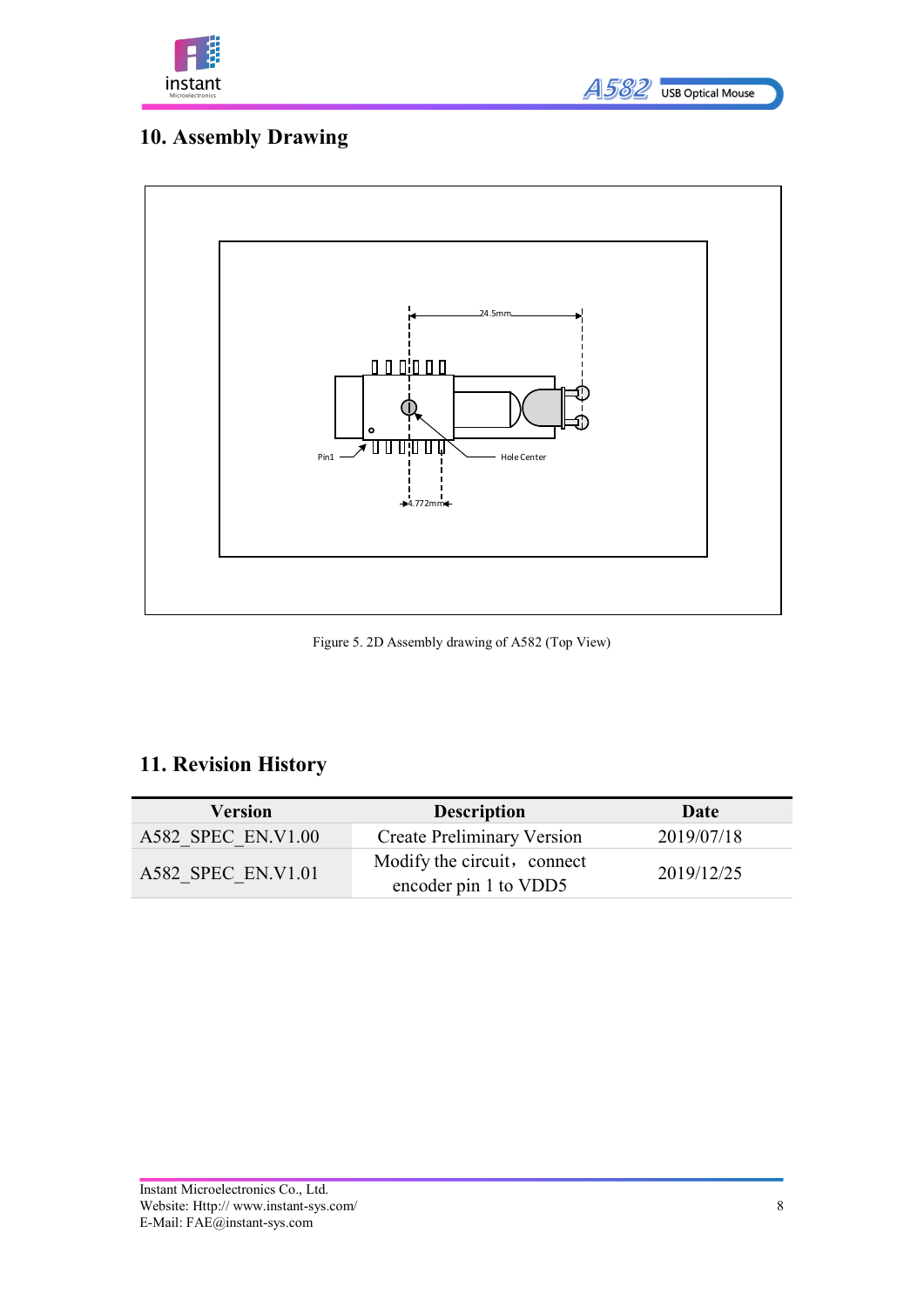## 10. Assembly Drawing

24.5mm

Pin1

Hole Center

4.772mm

Figure 5. 2D Assembly drawing of A582 (Top View)

## 11. Revision History

| Version | Description | Date |
|---|---|---|
| A582_SPEC_EN.V1.00 | Create Preliminary Version | 2019/07/18 |
| A582_SPEC_EN.V1.01 | Modify the circuit，connect encoder pin 1 to VDD5 | 2019/12/25 |

Instant Microelectronics Co., Ltd.
Website: Http:// www.instant-sys.com/
E-Mail: FAE@instant-sys.com